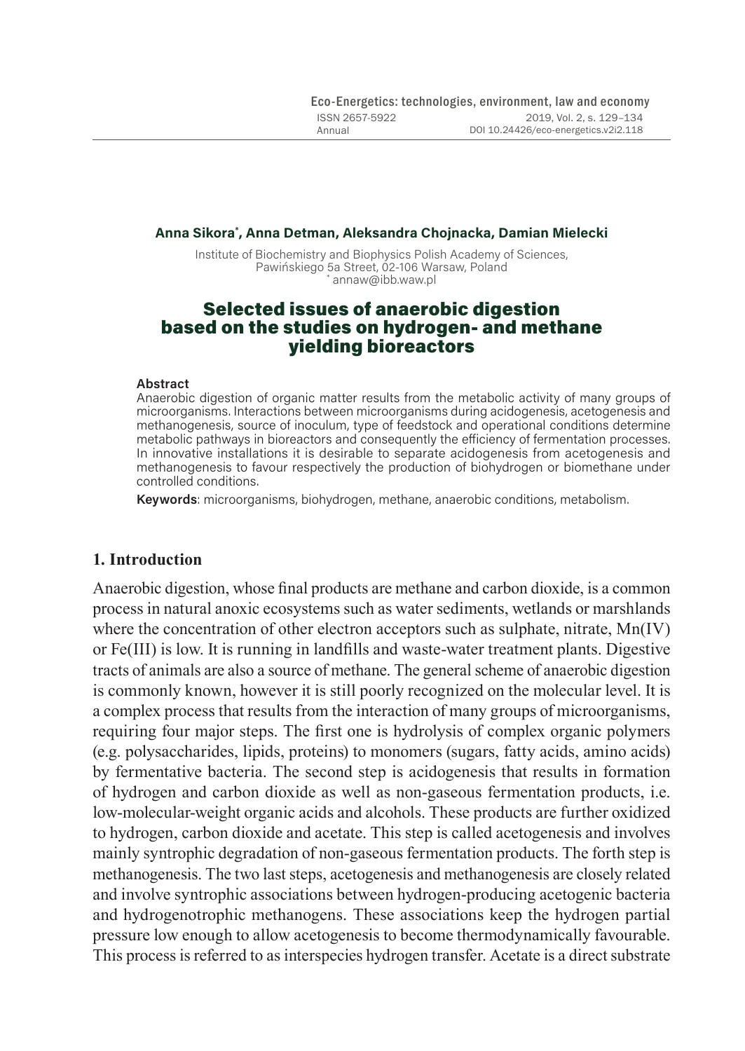**Anna Sikora[*], Anna Detman, Aleksandra Chojnacka, Damian Mielecki**

Institute of Biochemistry and Biophysics Polish Academy of Sciences,
Pawińskiego 5a Street, 02-106 Warsaw, Poland
[*] annaw@ibb.waw.pl

# Selected issues of anaerobic digestion based on the studies on hydrogen- and methane yielding bioreactors

**Abstract**

Anaerobic digestion of organic matter results from the metabolic activity of many groups of microorganisms. Interactions between microorganisms during acidogenesis, acetogenesis and methanogenesis, source of inoculum, type of feedstock and operational conditions determine metabolic pathways in bioreactors and consequently the efficiency of fermentation processes. In innovative installations it is desirable to separate acidogenesis from acetogenesis and methanogenesis to favour respectively the production of biohydrogen or biomethane under controlled conditions.

**Keywords**: microorganisms, biohydrogen, methane, anaerobic conditions, metabolism.

## 1. Introduction

Anaerobic digestion, whose final products are methane and carbon dioxide, is a common process in natural anoxic ecosystems such as water sediments, wetlands or marshlands where the concentration of other electron acceptors such as sulphate, nitrate, Mn(IV) or Fe(III) is low. It is running in landfills and waste-water treatment plants. Digestive tracts of animals are also a source of methane. The general scheme of anaerobic digestion is commonly known, however it is still poorly recognized on the molecular level. It is a complex process that results from the interaction of many groups of microorganisms, requiring four major steps. The first one is hydrolysis of complex organic polymers (e.g. polysaccharides, lipids, proteins) to monomers (sugars, fatty acids, amino acids) by fermentative bacteria. The second step is acidogenesis that results in formation of hydrogen and carbon dioxide as well as non-gaseous fermentation products, i.e. low-molecular-weight organic acids and alcohols. These products are further oxidized to hydrogen, carbon dioxide and acetate. This step is called acetogenesis and involves mainly syntrophic degradation of non-gaseous fermentation products. The forth step is methanogenesis. The two last steps, acetogenesis and methanogenesis are closely related and involve syntrophic associations between hydrogen-producing acetogenic bacteria and hydrogenotrophic methanogens. These associations keep the hydrogen partial pressure low enough to allow acetogenesis to become thermodynamically favourable. This process is referred to as interspecies hydrogen transfer. Acetate is a direct substrate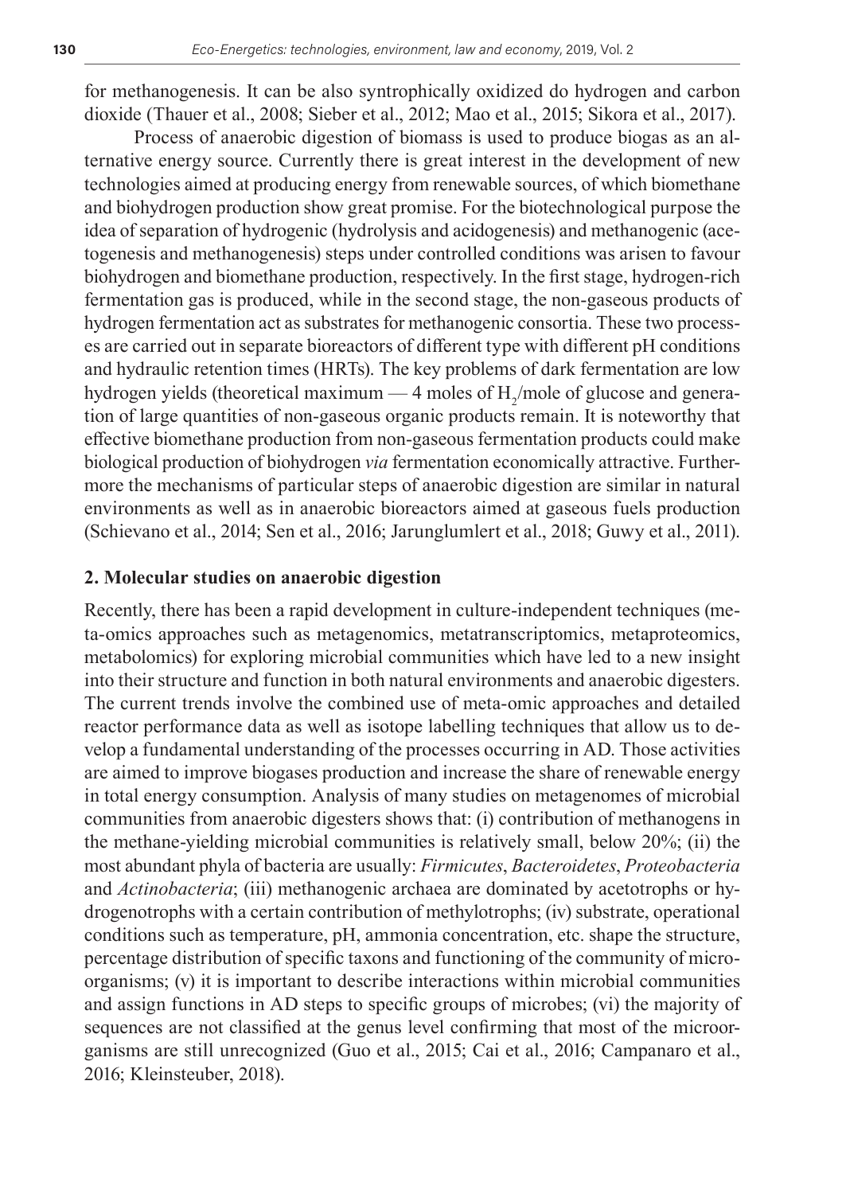for methanogenesis. It can be also syntrophically oxidized do hydrogen and carbon dioxide (Thauer et al., 2008; Sieber et al., 2012; Mao et al., 2015; Sikora et al., 2017).

Process of anaerobic digestion of biomass is used to produce biogas as an alternative energy source. Currently there is great interest in the development of new technologies aimed at producing energy from renewable sources, of which biomethane and biohydrogen production show great promise. For the biotechnological purpose the idea of separation of hydrogenic (hydrolysis and acidogenesis) and methanogenic (acetogenesis and methanogenesis) steps under controlled conditions was arisen to favour biohydrogen and biomethane production, respectively. In the first stage, hydrogen-rich fermentation gas is produced, while in the second stage, the non-gaseous products of hydrogen fermentation act as substrates for methanogenic consortia. These two processes are carried out in separate bioreactors of different type with different pH conditions and hydraulic retention times (HRTs). The key problems of dark fermentation are low hydrogen yields (theoretical maximum — 4 moles of $H_2$/mole of glucose and generation of large quantities of non-gaseous organic products remain. It is noteworthy that effective biomethane production from non-gaseous fermentation products could make biological production of biohydrogen *via* fermentation economically attractive. Furthermore the mechanisms of particular steps of anaerobic digestion are similar in natural environments as well as in anaerobic bioreactors aimed at gaseous fuels production (Schievano et al., 2014; Sen et al., 2016; Jarunglumlert et al., 2018; Guwy et al., 2011).

## 2. Molecular studies on anaerobic digestion

Recently, there has been a rapid development in culture-independent techniques (meta-omics approaches such as metagenomics, metatranscriptomics, metaproteomics, metabolomics) for exploring microbial communities which have led to a new insight into their structure and function in both natural environments and anaerobic digesters. The current trends involve the combined use of meta-omic approaches and detailed reactor performance data as well as isotope labelling techniques that allow us to develop a fundamental understanding of the processes occurring in AD. Those activities are aimed to improve biogases production and increase the share of renewable energy in total energy consumption. Analysis of many studies on metagenomes of microbial communities from anaerobic digesters shows that: (i) contribution of methanogens in the methane-yielding microbial communities is relatively small, below 20%; (ii) the most abundant phyla of bacteria are usually: *Firmicutes*, *Bacteroidetes*, *Proteobacteria* and *Actinobacteria*; (iii) methanogenic archaea are dominated by acetotrophs or hydrogenotrophs with a certain contribution of methylotrophs; (iv) substrate, operational conditions such as temperature, pH, ammonia concentration, etc. shape the structure, percentage distribution of specific taxons and functioning of the community of microorganisms; (v) it is important to describe interactions within microbial communities and assign functions in AD steps to specific groups of microbes; (vi) the majority of sequences are not classified at the genus level confirming that most of the microorganisms are still unrecognized (Guo et al., 2015; Cai et al., 2016; Campanaro et al., 2016; Kleinsteuber, 2018).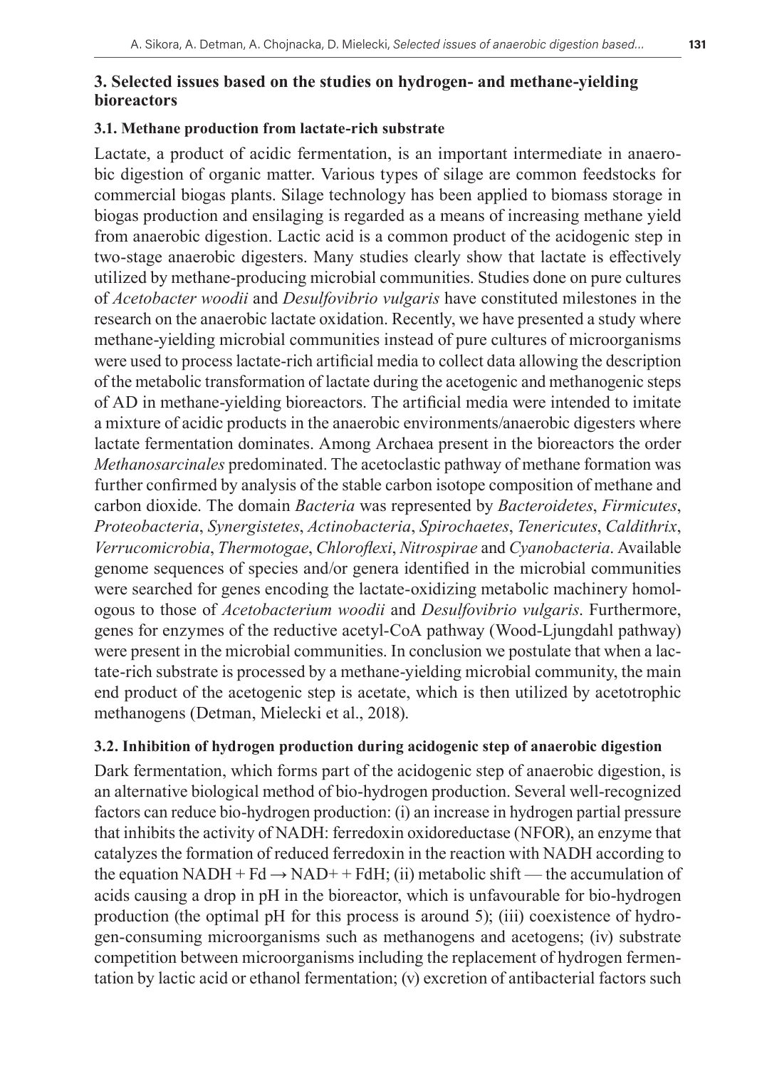## 3. Selected issues based on the studies on hydrogen- and methane-yielding bioreactors

### 3.1. Methane production from lactate-rich substrate

Lactate, a product of acidic fermentation, is an important intermediate in anaerobic digestion of organic matter. Various types of silage are common feedstocks for commercial biogas plants. Silage technology has been applied to biomass storage in biogas production and ensilaging is regarded as a means of increasing methane yield from anaerobic digestion. Lactic acid is a common product of the acidogenic step in two-stage anaerobic digesters. Many studies clearly show that lactate is effectively utilized by methane-producing microbial communities. Studies done on pure cultures of *Acetobacter woodii* and *Desulfovibrio vulgaris* have constituted milestones in the research on the anaerobic lactate oxidation. Recently, we have presented a study where methane-yielding microbial communities instead of pure cultures of microorganisms were used to process lactate-rich artificial media to collect data allowing the description of the metabolic transformation of lactate during the acetogenic and methanogenic steps of AD in methane-yielding bioreactors. The artificial media were intended to imitate a mixture of acidic products in the anaerobic environments/anaerobic digesters where lactate fermentation dominates. Among Archaea present in the bioreactors the order *Methanosarcinales* predominated. The acetoclastic pathway of methane formation was further confirmed by analysis of the stable carbon isotope composition of methane and carbon dioxide. The domain *Bacteria* was represented by *Bacteroidetes*, *Firmicutes*, *Proteobacteria*, *Synergistetes*, *Actinobacteria*, *Spirochaetes*, *Tenericutes*, *Caldithrix*, *Verrucomicrobia*, *Thermotogae*, *Chloroflexi*, *Nitrospirae* and *Cyanobacteria*. Available genome sequences of species and/or genera identified in the microbial communities were searched for genes encoding the lactate-oxidizing metabolic machinery homologous to those of *Acetobacterium woodii* and *Desulfovibrio vulgaris*. Furthermore, genes for enzymes of the reductive acetyl-CoA pathway (Wood-Ljungdahl pathway) were present in the microbial communities. In conclusion we postulate that when a lactate-rich substrate is processed by a methane-yielding microbial community, the main end product of the acetogenic step is acetate, which is then utilized by acetotrophic methanogens (Detman, Mielecki et al., 2018).

### 3.2. Inhibition of hydrogen production during acidogenic step of anaerobic digestion

Dark fermentation, which forms part of the acidogenic step of anaerobic digestion, is an alternative biological method of bio-hydrogen production. Several well-recognized factors can reduce bio-hydrogen production: (i) an increase in hydrogen partial pressure that inhibits the activity of NADH: ferredoxin oxidoreductase (NFOR), an enzyme that catalyzes the formation of reduced ferredoxin in the reaction with NADH according to the equation $NADH + Fd \rightarrow NAD^{+} + FdH$; (ii) metabolic shift — the accumulation of acids causing a drop in pH in the bioreactor, which is unfavourable for bio-hydrogen production (the optimal pH for this process is around 5); (iii) coexistence of hydrogen-consuming microorganisms such as methanogens and acetogens; (iv) substrate competition between microorganisms including the replacement of hydrogen fermentation by lactic acid or ethanol fermentation; (v) excretion of antibacterial factors such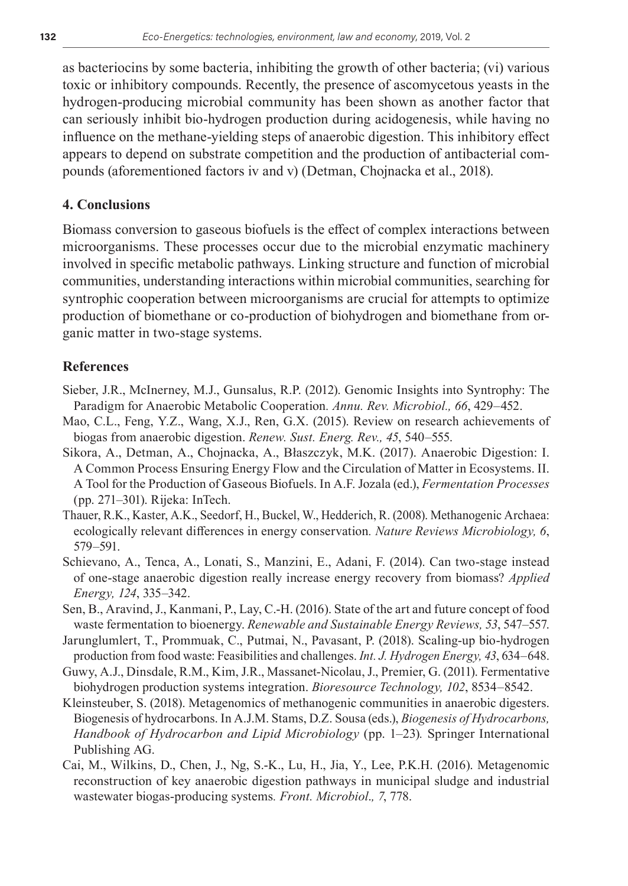as bacteriocins by some bacteria, inhibiting the growth of other bacteria; (vi) various toxic or inhibitory compounds. Recently, the presence of ascomycetous yeasts in the hydrogen-producing microbial community has been shown as another factor that can seriously inhibit bio-hydrogen production during acidogenesis, while having no influence on the methane-yielding steps of anaerobic digestion. This inhibitory effect appears to depend on substrate competition and the production of antibacterial compounds (aforementioned factors iv and v) (Detman, Chojnacka et al., 2018).

## 4. Conclusions

Biomass conversion to gaseous biofuels is the effect of complex interactions between microorganisms. These processes occur due to the microbial enzymatic machinery involved in specific metabolic pathways. Linking structure and function of microbial communities, understanding interactions within microbial communities, searching for syntrophic cooperation between microorganisms are crucial for attempts to optimize production of biomethane or co-production of biohydrogen and biomethane from organic matter in two-stage systems.

## References

Sieber, J.R., McInerney, M.J., Gunsalus, R.P. (2012). Genomic Insights into Syntrophy: The Paradigm for Anaerobic Metabolic Cooperation. *Annu. Rev. Microbiol., 66*, 429–452.

Mao, C.L., Feng, Y.Z., Wang, X.J., Ren, G.X. (2015). Review on research achievements of biogas from anaerobic digestion. *Renew. Sust. Energ. Rev., 45*, 540–555.

Sikora, A., Detman, A., Chojnacka, A., Błaszczyk, M.K. (2017). Anaerobic Digestion: I. A Common Process Ensuring Energy Flow and the Circulation of Matter in Ecosystems. II. A Tool for the Production of Gaseous Biofuels. In A.F. Jozala (ed.), *Fermentation Processes* (pp. 271–301). Rijeka: InTech.

Thauer, R.K., Kaster, A.K., Seedorf, H., Buckel, W., Hedderich, R. (2008). Methanogenic Archaea: ecologically relevant differences in energy conservation. *Nature Reviews Microbiology, 6*, 579–591.

Schievano, A., Tenca, A., Lonati, S., Manzini, E., Adani, F. (2014). Can two-stage instead of one-stage anaerobic digestion really increase energy recovery from biomass? *Applied Energy, 124*, 335–342.

Sen, B., Aravind, J., Kanmani, P., Lay, C.-H. (2016). State of the art and future concept of food waste fermentation to bioenergy. *Renewable and Sustainable Energy Reviews, 53*, 547–557.

Jarunglumlert, T., Prommuak, C., Putmai, N., Pavasant, P. (2018). Scaling-up bio-hydrogen production from food waste: Feasibilities and challenges. *Int. J. Hydrogen Energy, 43*, 634–648.

Guwy, A.J., Dinsdale, R.M., Kim, J.R., Massanet-Nicolau, J., Premier, G. (2011). Fermentative biohydrogen production systems integration. *Bioresource Technology, 102*, 8534–8542.

Kleinsteuber, S. (2018). Metagenomics of methanogenic communities in anaerobic digesters. Biogenesis of hydrocarbons. In A.J.M. Stams, D.Z. Sousa (eds.), *Biogenesis of Hydrocarbons, Handbook of Hydrocarbon and Lipid Microbiology* (pp. 1–23). Springer International Publishing AG.

Cai, M., Wilkins, D., Chen, J., Ng, S.-K., Lu, H., Jia, Y., Lee, P.K.H. (2016). Metagenomic reconstruction of key anaerobic digestion pathways in municipal sludge and industrial wastewater biogas-producing systems. *Front. Microbiol., 7*, 778.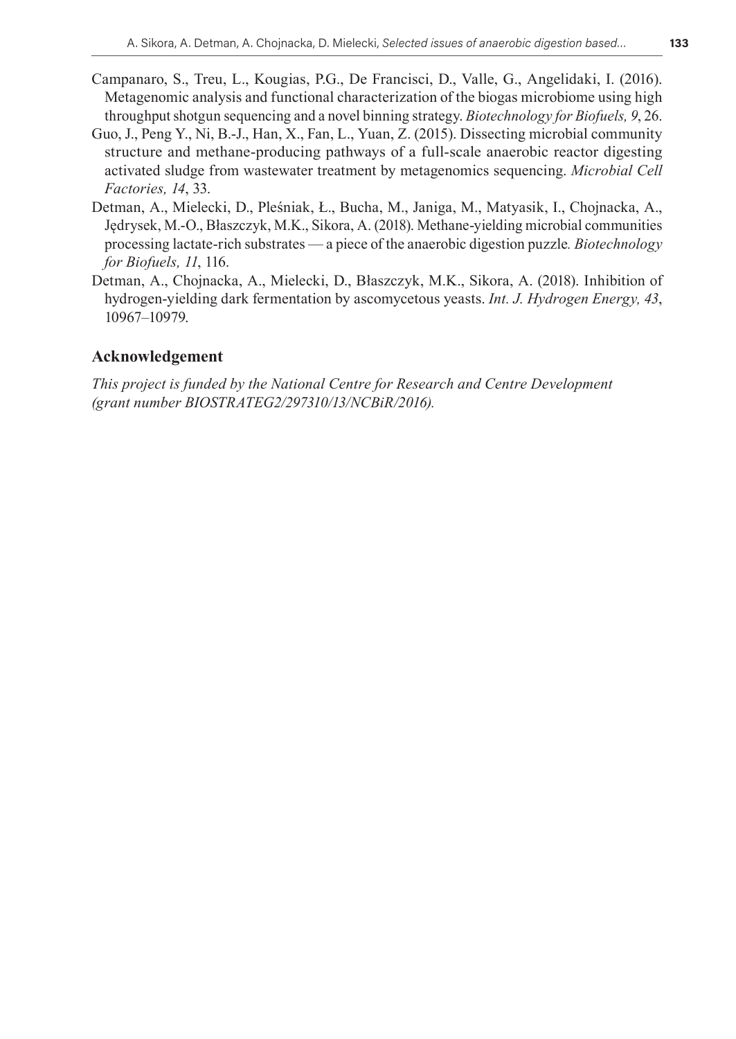Campanaro, S., Treu, L., Kougias, P.G., De Francisci, D., Valle, G., Angelidaki, I. (2016). Metagenomic analysis and functional characterization of the biogas microbiome using high throughput shotgun sequencing and a novel binning strategy. *Biotechnology for Biofuels, 9*, 26.

Guo, J., Peng Y., Ni, B.-J., Han, X., Fan, L., Yuan, Z. (2015). Dissecting microbial community structure and methane-producing pathways of a full-scale anaerobic reactor digesting activated sludge from wastewater treatment by metagenomics sequencing. *Microbial Cell Factories, 14*, 33.

Detman, A., Mielecki, D., Pleśniak, Ł., Bucha, M., Janiga, M., Matyasik, I., Chojnacka, A., Jędrysek, M.-O., Błaszczyk, M.K., Sikora, A. (2018). Methane-yielding microbial communities processing lactate-rich substrates — a piece of the anaerobic digestion puzzle*. Biotechnology for Biofuels, 11*, 116.

Detman, A., Chojnacka, A., Mielecki, D., Błaszczyk, M.K., Sikora, A. (2018). Inhibition of hydrogen-yielding dark fermentation by ascomycetous yeasts. *Int. J. Hydrogen Energy, 43*, 10967–10979.

## Acknowledgement

*This project is funded by the National Centre for Research and Centre Development (grant number BIOSTRATEG2/297310/13/NCBiR/2016).*